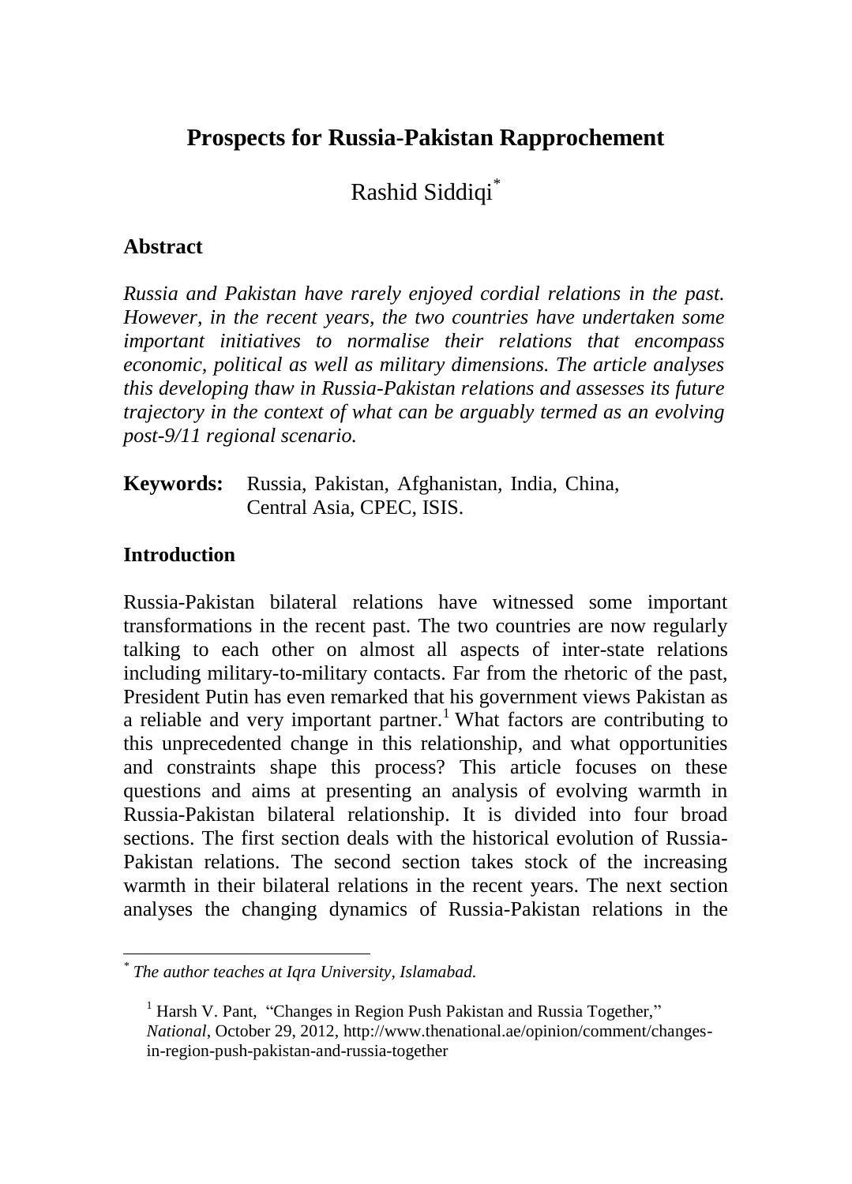# Prospects for Russia-Pakistan Rapprochement

Rashid Siddiqi[*]

## Abstract

*Russia and Pakistan have rarely enjoyed cordial relations in the past. However, in the recent years, the two countries have undertaken some important initiatives to normalise their relations that encompass economic, political as well as military dimensions. The article analyses this developing thaw in Russia-Pakistan relations and assesses its future trajectory in the context of what can be arguably termed as an evolving post-9/11 regional scenario.*

**Keywords:** Russia, Pakistan, Afghanistan, India, China, Central Asia, CPEC, ISIS.

## Introduction

Russia-Pakistan bilateral relations have witnessed some important transformations in the recent past. The two countries are now regularly talking to each other on almost all aspects of inter-state relations including military-to-military contacts. Far from the rhetoric of the past, President Putin has even remarked that his government views Pakistan as a reliable and very important partner.[1] What factors are contributing to this unprecedented change in this relationship, and what opportunities and constraints shape this process? This article focuses on these questions and aims at presenting an analysis of evolving warmth in Russia-Pakistan bilateral relationship. It is divided into four broad sections. The first section deals with the historical evolution of Russia-Pakistan relations. The second section takes stock of the increasing warmth in their bilateral relations in the recent years. The next section analyses the changing dynamics of Russia-Pakistan relations in the

---

[*] *The author teaches at Iqra University, Islamabad.*

[1] Harsh V. Pant, "Changes in Region Push Pakistan and Russia Together," *National*, October 29, 2012, http://www.thenational.ae/opinion/comment/changes-in-region-push-pakistan-and-russia-together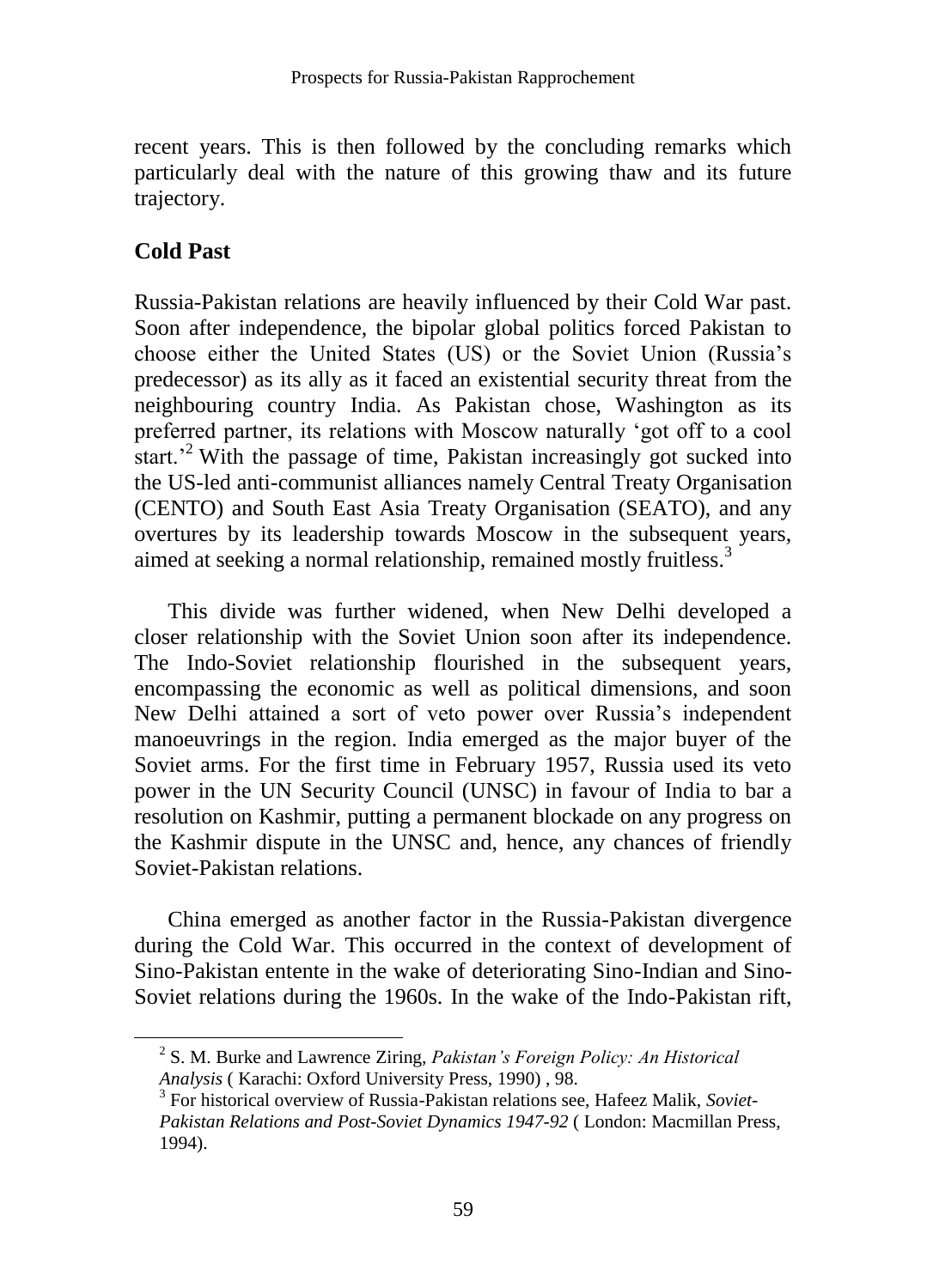recent years. This is then followed by the concluding remarks which particularly deal with the nature of this growing thaw and its future trajectory.

## Cold Past

Russia-Pakistan relations are heavily influenced by their Cold War past. Soon after independence, the bipolar global politics forced Pakistan to choose either the United States (US) or the Soviet Union (Russia's predecessor) as its ally as it faced an existential security threat from the neighbouring country India. As Pakistan chose, Washington as its preferred partner, its relations with Moscow naturally 'got off to a cool start.'[2] With the passage of time, Pakistan increasingly got sucked into the US-led anti-communist alliances namely Central Treaty Organisation (CENTO) and South East Asia Treaty Organisation (SEATO), and any overtures by its leadership towards Moscow in the subsequent years, aimed at seeking a normal relationship, remained mostly fruitless.[3]

This divide was further widened, when New Delhi developed a closer relationship with the Soviet Union soon after its independence. The Indo-Soviet relationship flourished in the subsequent years, encompassing the economic as well as political dimensions, and soon New Delhi attained a sort of veto power over Russia's independent manoeuvrings in the region. India emerged as the major buyer of the Soviet arms. For the first time in February 1957, Russia used its veto power in the UN Security Council (UNSC) in favour of India to bar a resolution on Kashmir, putting a permanent blockade on any progress on the Kashmir dispute in the UNSC and, hence, any chances of friendly Soviet-Pakistan relations.

China emerged as another factor in the Russia-Pakistan divergence during the Cold War. This occurred in the context of development of Sino-Pakistan entente in the wake of deteriorating Sino-Indian and Sino-Soviet relations during the 1960s. In the wake of the Indo-Pakistan rift,

---

[2] S. M. Burke and Lawrence Ziring, *Pakistan's Foreign Policy: An Historical Analysis* ( Karachi: Oxford University Press, 1990) , 98.

[3] For historical overview of Russia-Pakistan relations see, Hafeez Malik, *Soviet-Pakistan Relations and Post-Soviet Dynamics 1947-92* ( London: Macmillan Press, 1994).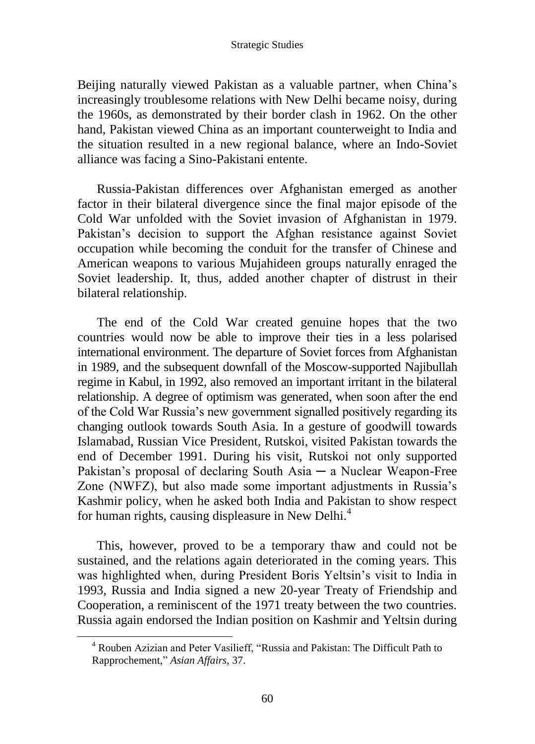Beijing naturally viewed Pakistan as a valuable partner, when China's increasingly troublesome relations with New Delhi became noisy, during the 1960s, as demonstrated by their border clash in 1962. On the other hand, Pakistan viewed China as an important counterweight to India and the situation resulted in a new regional balance, where an Indo-Soviet alliance was facing a Sino-Pakistani entente.

Russia-Pakistan differences over Afghanistan emerged as another factor in their bilateral divergence since the final major episode of the Cold War unfolded with the Soviet invasion of Afghanistan in 1979. Pakistan's decision to support the Afghan resistance against Soviet occupation while becoming the conduit for the transfer of Chinese and American weapons to various Mujahideen groups naturally enraged the Soviet leadership. It, thus, added another chapter of distrust in their bilateral relationship.

The end of the Cold War created genuine hopes that the two countries would now be able to improve their ties in a less polarised international environment. The departure of Soviet forces from Afghanistan in 1989, and the subsequent downfall of the Moscow-supported Najibullah regime in Kabul, in 1992, also removed an important irritant in the bilateral relationship. A degree of optimism was generated, when soon after the end of the Cold War Russia's new government signalled positively regarding its changing outlook towards South Asia. In a gesture of goodwill towards Islamabad, Russian Vice President, Rutskoi, visited Pakistan towards the end of December 1991. During his visit, Rutskoi not only supported Pakistan's proposal of declaring South Asia ─ a Nuclear Weapon-Free Zone (NWFZ), but also made some important adjustments in Russia's Kashmir policy, when he asked both India and Pakistan to show respect for human rights, causing displeasure in New Delhi.[4]

This, however, proved to be a temporary thaw and could not be sustained, and the relations again deteriorated in the coming years. This was highlighted when, during President Boris Yeltsin's visit to India in 1993, Russia and India signed a new 20-year Treaty of Friendship and Cooperation, a reminiscent of the 1971 treaty between the two countries. Russia again endorsed the Indian position on Kashmir and Yeltsin during

---

[4] Rouben Azizian and Peter Vasilieff, "Russia and Pakistan: The Difficult Path to Rapprochement," *Asian Affairs*, 37.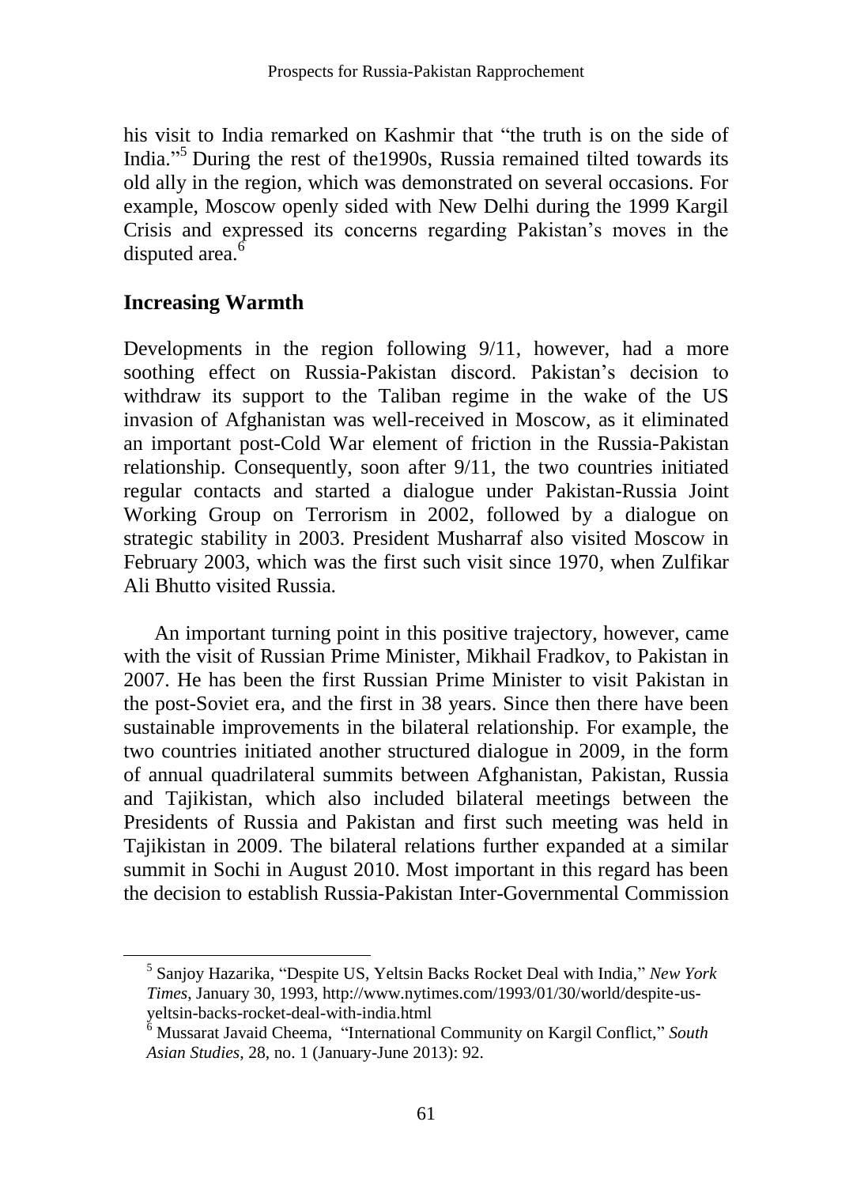his visit to India remarked on Kashmir that "the truth is on the side of India."[5] During the rest of the1990s, Russia remained tilted towards its old ally in the region, which was demonstrated on several occasions. For example, Moscow openly sided with New Delhi during the 1999 Kargil Crisis and expressed its concerns regarding Pakistan's moves in the disputed area.[6]

## Increasing Warmth

Developments in the region following 9/11, however, had a more soothing effect on Russia-Pakistan discord. Pakistan's decision to withdraw its support to the Taliban regime in the wake of the US invasion of Afghanistan was well-received in Moscow, as it eliminated an important post-Cold War element of friction in the Russia-Pakistan relationship. Consequently, soon after 9/11, the two countries initiated regular contacts and started a dialogue under Pakistan-Russia Joint Working Group on Terrorism in 2002, followed by a dialogue on strategic stability in 2003. President Musharraf also visited Moscow in February 2003, which was the first such visit since 1970, when Zulfikar Ali Bhutto visited Russia.

An important turning point in this positive trajectory, however, came with the visit of Russian Prime Minister, Mikhail Fradkov, to Pakistan in 2007. He has been the first Russian Prime Minister to visit Pakistan in the post-Soviet era, and the first in 38 years. Since then there have been sustainable improvements in the bilateral relationship. For example, the two countries initiated another structured dialogue in 2009, in the form of annual quadrilateral summits between Afghanistan, Pakistan, Russia and Tajikistan, which also included bilateral meetings between the Presidents of Russia and Pakistan and first such meeting was held in Tajikistan in 2009. The bilateral relations further expanded at a similar summit in Sochi in August 2010. Most important in this regard has been the decision to establish Russia-Pakistan Inter-Governmental Commission

---

[5] Sanjoy Hazarika, "Despite US, Yeltsin Backs Rocket Deal with India," *New York Times*, January 30, 1993, http://www.nytimes.com/1993/01/30/world/despite-us-yeltsin-backs-rocket-deal-with-india.html

[6] Mussarat Javaid Cheema, "International Community on Kargil Conflict," *South Asian Studies*, 28, no. 1 (January-June 2013): 92.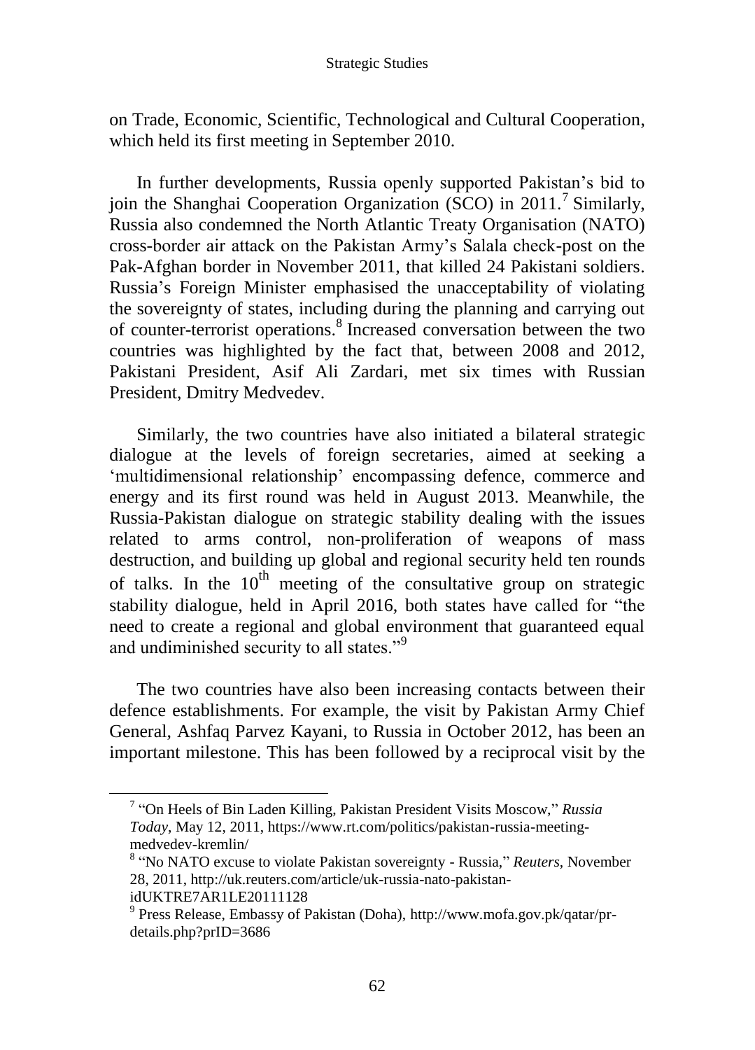on Trade, Economic, Scientific, Technological and Cultural Cooperation, which held its first meeting in September 2010.

In further developments, Russia openly supported Pakistan's bid to join the Shanghai Cooperation Organization (SCO) in 2011.[7] Similarly, Russia also condemned the North Atlantic Treaty Organisation (NATO) cross-border air attack on the Pakistan Army's Salala check-post on the Pak-Afghan border in November 2011, that killed 24 Pakistani soldiers. Russia's Foreign Minister emphasised the unacceptability of violating the sovereignty of states, including during the planning and carrying out of counter-terrorist operations.[8] Increased conversation between the two countries was highlighted by the fact that, between 2008 and 2012, Pakistani President, Asif Ali Zardari, met six times with Russian President, Dmitry Medvedev.

Similarly, the two countries have also initiated a bilateral strategic dialogue at the levels of foreign secretaries, aimed at seeking a 'multidimensional relationship' encompassing defence, commerce and energy and its first round was held in August 2013. Meanwhile, the Russia-Pakistan dialogue on strategic stability dealing with the issues related to arms control, non-proliferation of weapons of mass destruction, and building up global and regional security held ten rounds of talks. In the 10th meeting of the consultative group on strategic stability dialogue, held in April 2016, both states have called for "the need to create a regional and global environment that guaranteed equal and undiminished security to all states."[9]

The two countries have also been increasing contacts between their defence establishments. For example, the visit by Pakistan Army Chief General, Ashfaq Parvez Kayani, to Russia in October 2012, has been an important milestone. This has been followed by a reciprocal visit by the

---

[7] "On Heels of Bin Laden Killing, Pakistan President Visits Moscow," *Russia Today*, May 12, 2011, https://www.rt.com/politics/pakistan-russia-meeting-medvedev-kremlin/

[8] "No NATO excuse to violate Pakistan sovereignty - Russia," *Reuters*, November 28, 2011, http://uk.reuters.com/article/uk-russia-nato-pakistan-idUKTRE7AR1LE20111128

[9] Press Release, Embassy of Pakistan (Doha), http://www.mofa.gov.pk/qatar/pr-details.php?prID=3686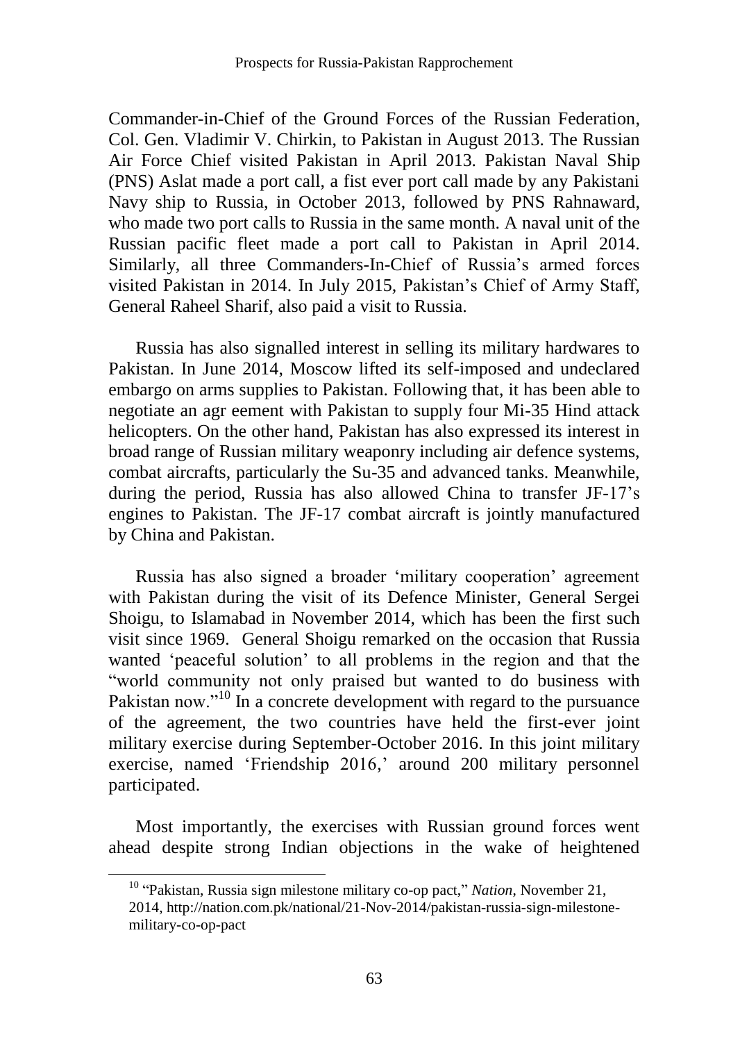Commander-in-Chief of the Ground Forces of the Russian Federation, Col. Gen. Vladimir V. Chirkin, to Pakistan in August 2013. The Russian Air Force Chief visited Pakistan in April 2013. Pakistan Naval Ship (PNS) Aslat made a port call, a fist ever port call made by any Pakistani Navy ship to Russia, in October 2013, followed by PNS Rahnaward, who made two port calls to Russia in the same month. A naval unit of the Russian pacific fleet made a port call to Pakistan in April 2014. Similarly, all three Commanders-In-Chief of Russia's armed forces visited Pakistan in 2014. In July 2015, Pakistan's Chief of Army Staff, General Raheel Sharif, also paid a visit to Russia.

Russia has also signalled interest in selling its military hardwares to Pakistan. In June 2014, Moscow lifted its self-imposed and undeclared embargo on arms supplies to Pakistan. Following that, it has been able to negotiate an agr eement with Pakistan to supply four Mi-35 Hind attack helicopters. On the other hand, Pakistan has also expressed its interest in broad range of Russian military weaponry including air defence systems, combat aircrafts, particularly the Su-35 and advanced tanks. Meanwhile, during the period, Russia has also allowed China to transfer JF-17's engines to Pakistan. The JF-17 combat aircraft is jointly manufactured by China and Pakistan.

Russia has also signed a broader 'military cooperation' agreement with Pakistan during the visit of its Defence Minister, General Sergei Shoigu, to Islamabad in November 2014, which has been the first such visit since 1969. General Shoigu remarked on the occasion that Russia wanted 'peaceful solution' to all problems in the region and that the "world community not only praised but wanted to do business with Pakistan now."[10] In a concrete development with regard to the pursuance of the agreement, the two countries have held the first-ever joint military exercise during September-October 2016. In this joint military exercise, named 'Friendship 2016,' around 200 military personnel participated.

Most importantly, the exercises with Russian ground forces went ahead despite strong Indian objections in the wake of heightened

---

[10] "Pakistan, Russia sign milestone military co-op pact," *Nation*, November 21, 2014, http://nation.com.pk/national/21-Nov-2014/pakistan-russia-sign-milestone-military-co-op-pact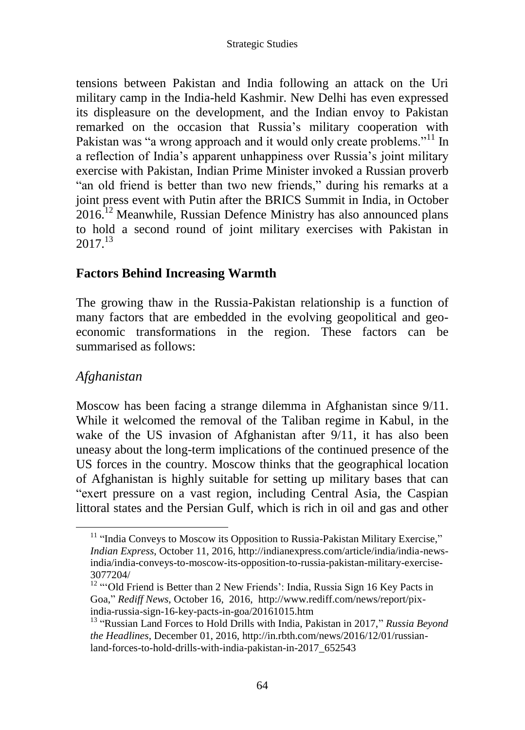tensions between Pakistan and India following an attack on the Uri military camp in the India-held Kashmir. New Delhi has even expressed its displeasure on the development, and the Indian envoy to Pakistan remarked on the occasion that Russia's military cooperation with Pakistan was "a wrong approach and it would only create problems."[11] In a reflection of India's apparent unhappiness over Russia's joint military exercise with Pakistan, Indian Prime Minister invoked a Russian proverb "an old friend is better than two new friends," during his remarks at a joint press event with Putin after the BRICS Summit in India, in October 2016.[12] Meanwhile, Russian Defence Ministry has also announced plans to hold a second round of joint military exercises with Pakistan in 2017.[13]

## Factors Behind Increasing Warmth

The growing thaw in the Russia-Pakistan relationship is a function of many factors that are embedded in the evolving geopolitical and geo-economic transformations in the region. These factors can be summarised as follows:

### *Afghanistan*

Moscow has been facing a strange dilemma in Afghanistan since 9/11. While it welcomed the removal of the Taliban regime in Kabul, in the wake of the US invasion of Afghanistan after 9/11, it has also been uneasy about the long-term implications of the continued presence of the US forces in the country. Moscow thinks that the geographical location of Afghanistan is highly suitable for setting up military bases that can "exert pressure on a vast region, including Central Asia, the Caspian littoral states and the Persian Gulf, which is rich in oil and gas and other

---

[11] "India Conveys to Moscow its Opposition to Russia-Pakistan Military Exercise," *Indian Express*, October 11, 2016, http://indianexpress.com/article/india/india-news-india/india-conveys-to-moscow-its-opposition-to-russia-pakistan-military-exercise-3077204/

[12] "'Old Friend is Better than 2 New Friends': India, Russia Sign 16 Key Pacts in Goa," *Rediff News*, October 16, 2016, http://www.rediff.com/news/report/pix-india-russia-sign-16-key-pacts-in-goa/20161015.htm

[13] "Russian Land Forces to Hold Drills with India, Pakistan in 2017," *Russia Beyond the Headlines*, December 01, 2016, http://in.rbth.com/news/2016/12/01/russian-land-forces-to-hold-drills-with-india-pakistan-in-2017_652543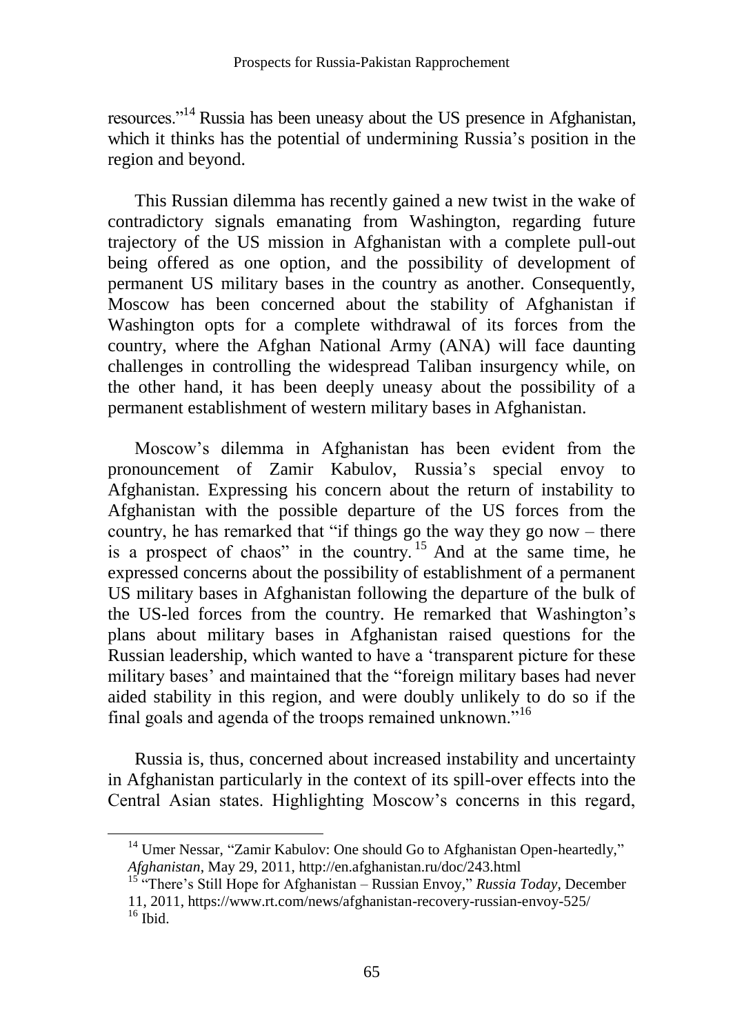resources."[14] Russia has been uneasy about the US presence in Afghanistan, which it thinks has the potential of undermining Russia's position in the region and beyond.

This Russian dilemma has recently gained a new twist in the wake of contradictory signals emanating from Washington, regarding future trajectory of the US mission in Afghanistan with a complete pull-out being offered as one option, and the possibility of development of permanent US military bases in the country as another. Consequently, Moscow has been concerned about the stability of Afghanistan if Washington opts for a complete withdrawal of its forces from the country, where the Afghan National Army (ANA) will face daunting challenges in controlling the widespread Taliban insurgency while, on the other hand, it has been deeply uneasy about the possibility of a permanent establishment of western military bases in Afghanistan.

Moscow's dilemma in Afghanistan has been evident from the pronouncement of Zamir Kabulov, Russia's special envoy to Afghanistan. Expressing his concern about the return of instability to Afghanistan with the possible departure of the US forces from the country, he has remarked that "if things go the way they go now – there is a prospect of chaos" in the country.[15] And at the same time, he expressed concerns about the possibility of establishment of a permanent US military bases in Afghanistan following the departure of the bulk of the US-led forces from the country. He remarked that Washington's plans about military bases in Afghanistan raised questions for the Russian leadership, which wanted to have a 'transparent picture for these military bases' and maintained that the "foreign military bases had never aided stability in this region, and were doubly unlikely to do so if the final goals and agenda of the troops remained unknown."[16]

Russia is, thus, concerned about increased instability and uncertainty in Afghanistan particularly in the context of its spill-over effects into the Central Asian states. Highlighting Moscow's concerns in this regard,

---

[14] Umer Nessar, "Zamir Kabulov: One should Go to Afghanistan Open-heartedly," *Afghanistan*, May 29, 2011, http://en.afghanistan.ru/doc/243.html

[15] "There's Still Hope for Afghanistan – Russian Envoy," *Russia Today*, December 11, 2011, https://www.rt.com/news/afghanistan-recovery-russian-envoy-525/

[16] Ibid.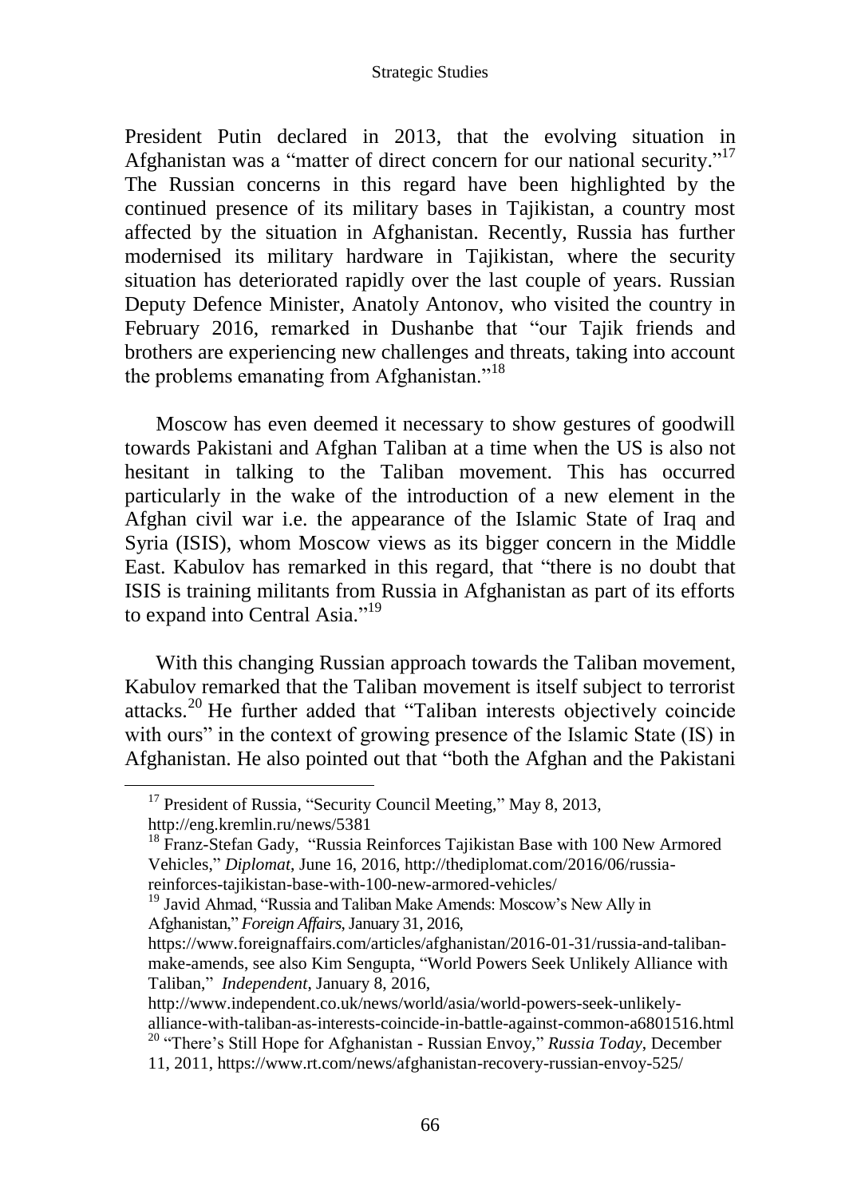President Putin declared in 2013, that the evolving situation in Afghanistan was a "matter of direct concern for our national security."[17] The Russian concerns in this regard have been highlighted by the continued presence of its military bases in Tajikistan, a country most affected by the situation in Afghanistan. Recently, Russia has further modernised its military hardware in Tajikistan, where the security situation has deteriorated rapidly over the last couple of years. Russian Deputy Defence Minister, Anatoly Antonov, who visited the country in February 2016, remarked in Dushanbe that "our Tajik friends and brothers are experiencing new challenges and threats, taking into account the problems emanating from Afghanistan."[18]

Moscow has even deemed it necessary to show gestures of goodwill towards Pakistani and Afghan Taliban at a time when the US is also not hesitant in talking to the Taliban movement. This has occurred particularly in the wake of the introduction of a new element in the Afghan civil war i.e. the appearance of the Islamic State of Iraq and Syria (ISIS), whom Moscow views as its bigger concern in the Middle East. Kabulov has remarked in this regard, that "there is no doubt that ISIS is training militants from Russia in Afghanistan as part of its efforts to expand into Central Asia."[19]

With this changing Russian approach towards the Taliban movement, Kabulov remarked that the Taliban movement is itself subject to terrorist attacks.[20] He further added that "Taliban interests objectively coincide with ours" in the context of growing presence of the Islamic State (IS) in Afghanistan. He also pointed out that "both the Afghan and the Pakistani

---

[17] President of Russia, "Security Council Meeting," May 8, 2013, http://eng.kremlin.ru/news/5381

[18] Franz-Stefan Gady, "Russia Reinforces Tajikistan Base with 100 New Armored Vehicles," *Diplomat*, June 16, 2016, http://thediplomat.com/2016/06/russia-reinforces-tajikistan-base-with-100-new-armored-vehicles/

[19] Javid Ahmad, "Russia and Taliban Make Amends: Moscow's New Ally in Afghanistan," *Foreign Affairs*, January 31, 2016, https://www.foreignaffairs.com/articles/afghanistan/2016-01-31/russia-and-taliban-make-amends, see also Kim Sengupta, "World Powers Seek Unlikely Alliance with Taliban," *Independent*, January 8, 2016, http://www.independent.co.uk/news/world/asia/world-powers-seek-unlikely-alliance-with-taliban-as-interests-coincide-in-battle-against-common-a6801516.html

[20] "There's Still Hope for Afghanistan - Russian Envoy," *Russia Today*, December 11, 2011, https://www.rt.com/news/afghanistan-recovery-russian-envoy-525/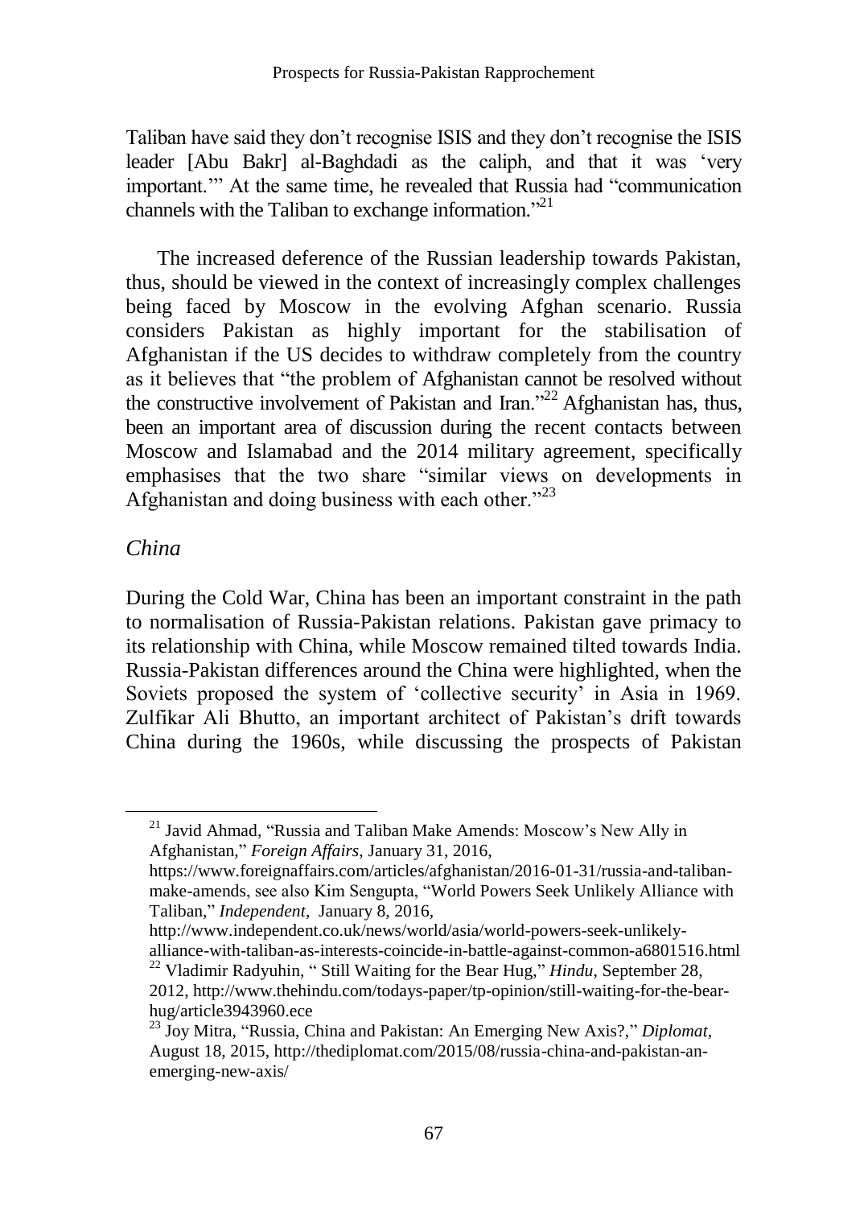Taliban have said they don't recognise ISIS and they don't recognise the ISIS leader [Abu Bakr] al-Baghdadi as the caliph, and that it was 'very important.'" At the same time, he revealed that Russia had "communication channels with the Taliban to exchange information."[21]

The increased deference of the Russian leadership towards Pakistan, thus, should be viewed in the context of increasingly complex challenges being faced by Moscow in the evolving Afghan scenario. Russia considers Pakistan as highly important for the stabilisation of Afghanistan if the US decides to withdraw completely from the country as it believes that "the problem of Afghanistan cannot be resolved without the constructive involvement of Pakistan and Iran."[22] Afghanistan has, thus, been an important area of discussion during the recent contacts between Moscow and Islamabad and the 2014 military agreement, specifically emphasises that the two share "similar views on developments in Afghanistan and doing business with each other."[23]

### *China*

During the Cold War, China has been an important constraint in the path to normalisation of Russia-Pakistan relations. Pakistan gave primacy to its relationship with China, while Moscow remained tilted towards India. Russia-Pakistan differences around the China were highlighted, when the Soviets proposed the system of 'collective security' in Asia in 1969. Zulfikar Ali Bhutto, an important architect of Pakistan's drift towards China during the 1960s, while discussing the prospects of Pakistan

---

[21] Javid Ahmad, "Russia and Taliban Make Amends: Moscow's New Ally in Afghanistan," *Foreign Affairs*, January 31, 2016, https://www.foreignaffairs.com/articles/afghanistan/2016-01-31/russia-and-taliban-make-amends, see also Kim Sengupta, "World Powers Seek Unlikely Alliance with Taliban," *Independent*, January 8, 2016, http://www.independent.co.uk/news/world/asia/world-powers-seek-unlikely-alliance-with-taliban-as-interests-coincide-in-battle-against-common-a6801516.html

[22] Vladimir Radyuhin, " Still Waiting for the Bear Hug," *Hindu*, September 28, 2012, http://www.thehindu.com/todays-paper/tp-opinion/still-waiting-for-the-bear-hug/article3943960.ece

[23] Joy Mitra, "Russia, China and Pakistan: An Emerging New Axis?," *Diplomat*, August 18, 2015, http://thediplomat.com/2015/08/russia-china-and-pakistan-an-emerging-new-axis/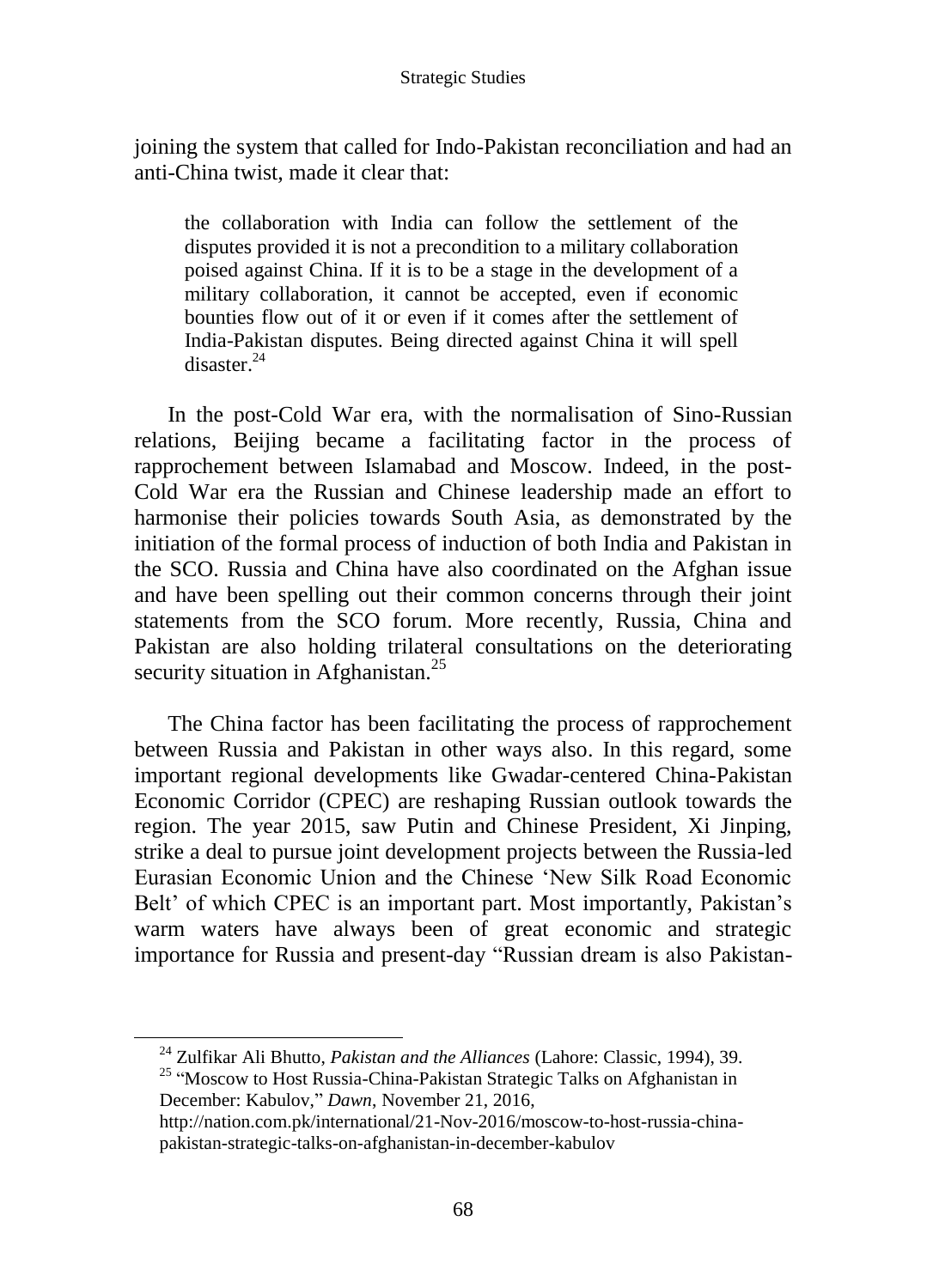joining the system that called for Indo-Pakistan reconciliation and had an anti-China twist, made it clear that:

> the collaboration with India can follow the settlement of the disputes provided it is not a precondition to a military collaboration poised against China. If it is to be a stage in the development of a military collaboration, it cannot be accepted, even if economic bounties flow out of it or even if it comes after the settlement of India-Pakistan disputes. Being directed against China it will spell disaster.[24]

In the post-Cold War era, with the normalisation of Sino-Russian relations, Beijing became a facilitating factor in the process of rapprochement between Islamabad and Moscow. Indeed, in the post-Cold War era the Russian and Chinese leadership made an effort to harmonise their policies towards South Asia, as demonstrated by the initiation of the formal process of induction of both India and Pakistan in the SCO. Russia and China have also coordinated on the Afghan issue and have been spelling out their common concerns through their joint statements from the SCO forum. More recently, Russia, China and Pakistan are also holding trilateral consultations on the deteriorating security situation in Afghanistan.[25]

The China factor has been facilitating the process of rapprochement between Russia and Pakistan in other ways also. In this regard, some important regional developments like Gwadar-centered China-Pakistan Economic Corridor (CPEC) are reshaping Russian outlook towards the region. The year 2015, saw Putin and Chinese President, Xi Jinping, strike a deal to pursue joint development projects between the Russia-led Eurasian Economic Union and the Chinese 'New Silk Road Economic Belt' of which CPEC is an important part. Most importantly, Pakistan's warm waters have always been of great economic and strategic importance for Russia and present-day "Russian dream is also Pakistan-

---

[24] Zulfikar Ali Bhutto, *Pakistan and the Alliances* (Lahore: Classic, 1994), 39.

[25] "Moscow to Host Russia-China-Pakistan Strategic Talks on Afghanistan in December: Kabulov," *Dawn*, November 21, 2016, http://nation.com.pk/international/21-Nov-2016/moscow-to-host-russia-china-pakistan-strategic-talks-on-afghanistan-in-december-kabulov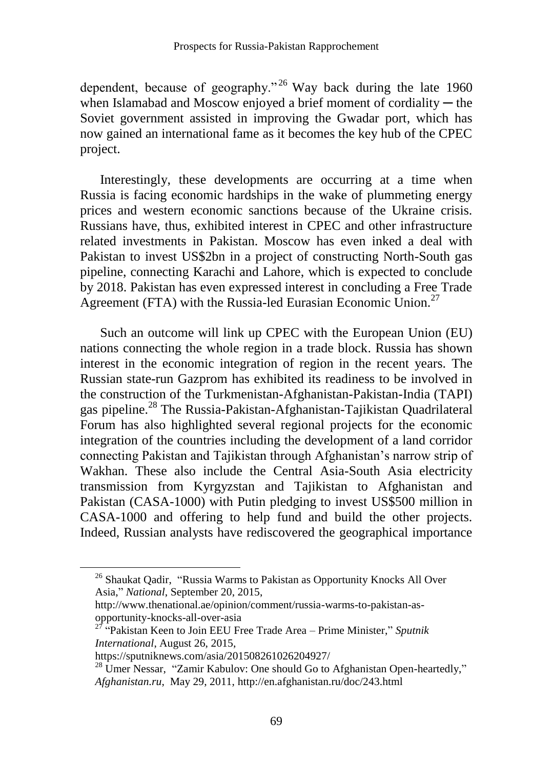dependent, because of geography."[26] Way back during the late 1960 when Islamabad and Moscow enjoyed a brief moment of cordiality ─ the Soviet government assisted in improving the Gwadar port, which has now gained an international fame as it becomes the key hub of the CPEC project.

Interestingly, these developments are occurring at a time when Russia is facing economic hardships in the wake of plummeting energy prices and western economic sanctions because of the Ukraine crisis. Russians have, thus, exhibited interest in CPEC and other infrastructure related investments in Pakistan. Moscow has even inked a deal with Pakistan to invest US$2bn in a project of constructing North-South gas pipeline, connecting Karachi and Lahore, which is expected to conclude by 2018. Pakistan has even expressed interest in concluding a Free Trade Agreement (FTA) with the Russia-led Eurasian Economic Union.[27]

Such an outcome will link up CPEC with the European Union (EU) nations connecting the whole region in a trade block. Russia has shown interest in the economic integration of region in the recent years. The Russian state-run Gazprom has exhibited its readiness to be involved in the construction of the Turkmenistan-Afghanistan-Pakistan-India (TAPI) gas pipeline.[28] The Russia-Pakistan-Afghanistan-Tajikistan Quadrilateral Forum has also highlighted several regional projects for the economic integration of the countries including the development of a land corridor connecting Pakistan and Tajikistan through Afghanistan's narrow strip of Wakhan. These also include the Central Asia-South Asia electricity transmission from Kyrgyzstan and Tajikistan to Afghanistan and Pakistan (CASA-1000) with Putin pledging to invest US$500 million in CASA-1000 and offering to help fund and build the other projects. Indeed, Russian analysts have rediscovered the geographical importance

---

[26] Shaukat Qadir, "Russia Warms to Pakistan as Opportunity Knocks All Over Asia," *National*, September 20, 2015, http://www.thenational.ae/opinion/comment/russia-warms-to-pakistan-as-opportunity-knocks-all-over-asia

[27] "Pakistan Keen to Join EEU Free Trade Area – Prime Minister," *Sputnik International*, August 26, 2015, https://sputniknews.com/asia/201508261026204927/

[28] Umer Nessar, "Zamir Kabulov: One should Go to Afghanistan Open-heartedly," *Afghanistan.ru*, May 29, 2011, http://en.afghanistan.ru/doc/243.html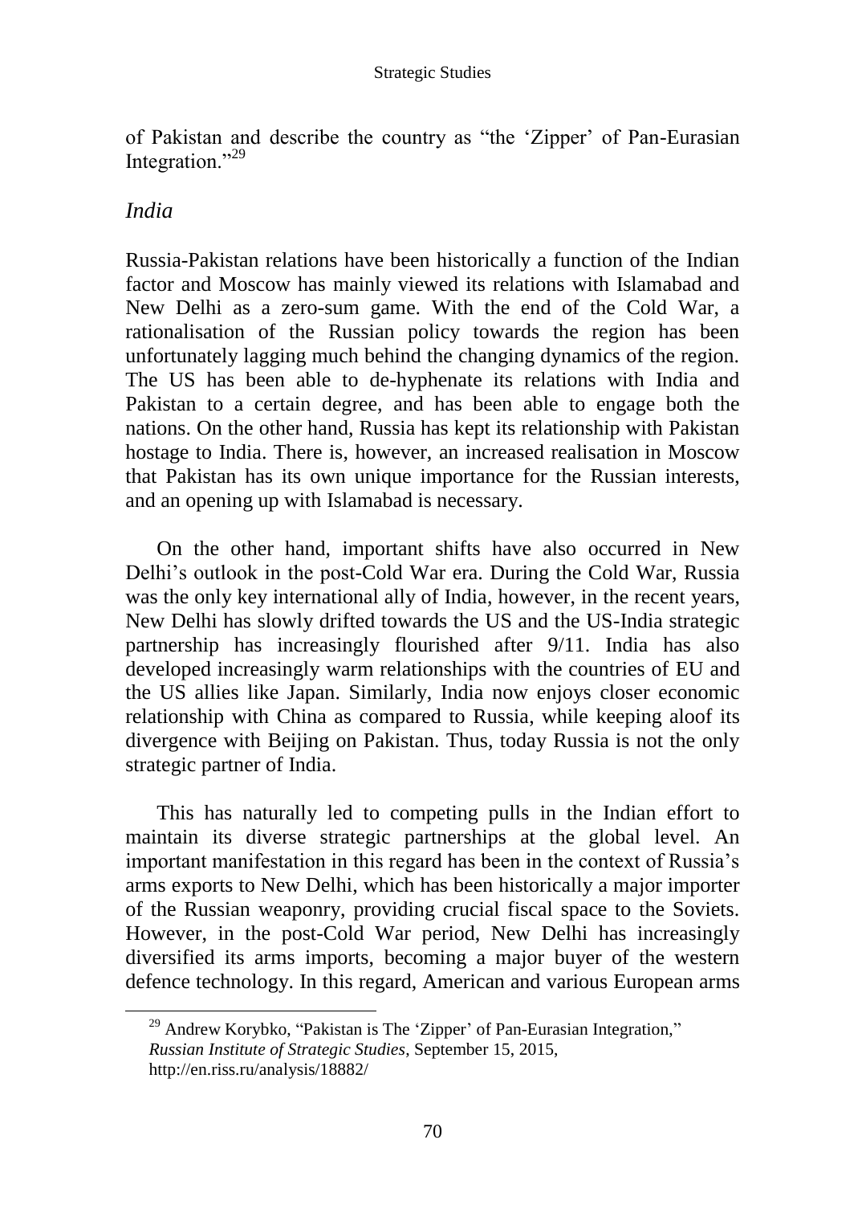of Pakistan and describe the country as "the 'Zipper' of Pan-Eurasian Integration."[29]

### *India*

Russia-Pakistan relations have been historically a function of the Indian factor and Moscow has mainly viewed its relations with Islamabad and New Delhi as a zero-sum game. With the end of the Cold War, a rationalisation of the Russian policy towards the region has been unfortunately lagging much behind the changing dynamics of the region. The US has been able to de-hyphenate its relations with India and Pakistan to a certain degree, and has been able to engage both the nations. On the other hand, Russia has kept its relationship with Pakistan hostage to India. There is, however, an increased realisation in Moscow that Pakistan has its own unique importance for the Russian interests, and an opening up with Islamabad is necessary.

On the other hand, important shifts have also occurred in New Delhi's outlook in the post-Cold War era. During the Cold War, Russia was the only key international ally of India, however, in the recent years, New Delhi has slowly drifted towards the US and the US-India strategic partnership has increasingly flourished after 9/11. India has also developed increasingly warm relationships with the countries of EU and the US allies like Japan. Similarly, India now enjoys closer economic relationship with China as compared to Russia, while keeping aloof its divergence with Beijing on Pakistan. Thus, today Russia is not the only strategic partner of India.

This has naturally led to competing pulls in the Indian effort to maintain its diverse strategic partnerships at the global level. An important manifestation in this regard has been in the context of Russia's arms exports to New Delhi, which has been historically a major importer of the Russian weaponry, providing crucial fiscal space to the Soviets. However, in the post-Cold War period, New Delhi has increasingly diversified its arms imports, becoming a major buyer of the western defence technology. In this regard, American and various European arms

---

[29] Andrew Korybko, "Pakistan is The 'Zipper' of Pan-Eurasian Integration," *Russian Institute of Strategic Studies*, September 15, 2015, http://en.riss.ru/analysis/18882/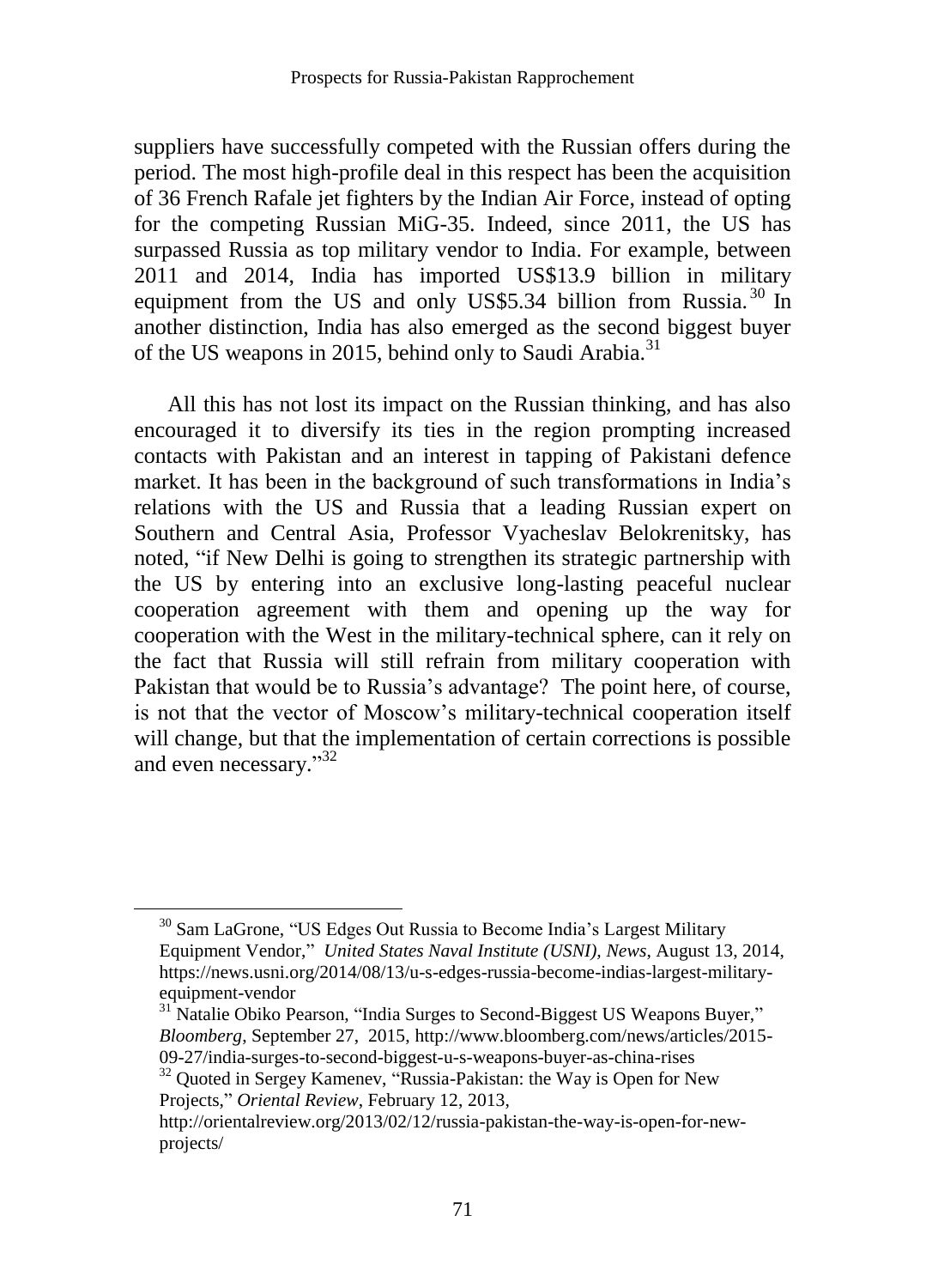suppliers have successfully competed with the Russian offers during the period. The most high-profile deal in this respect has been the acquisition of 36 French Rafale jet fighters by the Indian Air Force, instead of opting for the competing Russian MiG-35. Indeed, since 2011, the US has surpassed Russia as top military vendor to India. For example, between 2011 and 2014, India has imported US$13.9 billion in military equipment from the US and only US$5.34 billion from Russia.[30] In another distinction, India has also emerged as the second biggest buyer of the US weapons in 2015, behind only to Saudi Arabia.[31]

All this has not lost its impact on the Russian thinking, and has also encouraged it to diversify its ties in the region prompting increased contacts with Pakistan and an interest in tapping of Pakistani defence market. It has been in the background of such transformations in India's relations with the US and Russia that a leading Russian expert on Southern and Central Asia, Professor Vyacheslav Belokrenitsky, has noted, "if New Delhi is going to strengthen its strategic partnership with the US by entering into an exclusive long-lasting peaceful nuclear cooperation agreement with them and opening up the way for cooperation with the West in the military-technical sphere, can it rely on the fact that Russia will still refrain from military cooperation with Pakistan that would be to Russia's advantage? The point here, of course, is not that the vector of Moscow's military-technical cooperation itself will change, but that the implementation of certain corrections is possible and even necessary."[32]

---

[30] Sam LaGrone, "US Edges Out Russia to Become India's Largest Military Equipment Vendor," *United States Naval Institute (USNI), News*, August 13, 2014, https://news.usni.org/2014/08/13/u-s-edges-russia-become-indias-largest-military-equipment-vendor

[31] Natalie Obiko Pearson, "India Surges to Second-Biggest US Weapons Buyer," *Bloomberg*, September 27, 2015, http://www.bloomberg.com/news/articles/2015-09-27/india-surges-to-second-biggest-u-s-weapons-buyer-as-china-rises

[32] Quoted in Sergey Kamenev, "Russia-Pakistan: the Way is Open for New Projects," *Oriental Review*, February 12, 2013, http://orientalreview.org/2013/02/12/russia-pakistan-the-way-is-open-for-new-projects/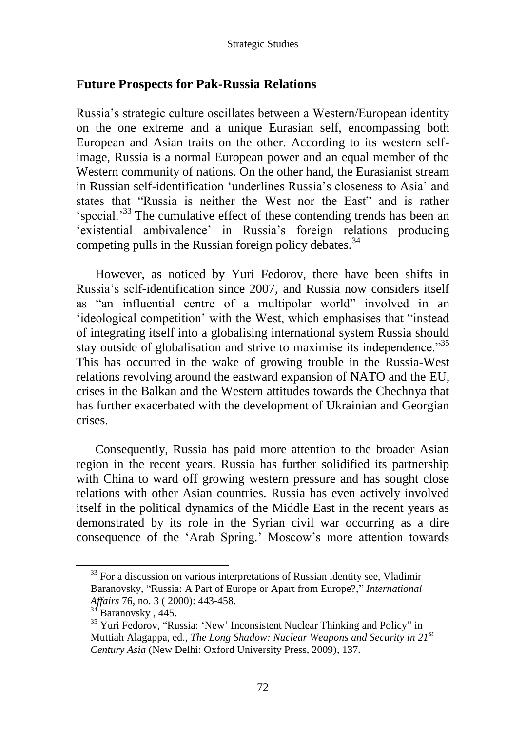## Future Prospects for Pak-Russia Relations

Russia's strategic culture oscillates between a Western/European identity on the one extreme and a unique Eurasian self, encompassing both European and Asian traits on the other. According to its western self-image, Russia is a normal European power and an equal member of the Western community of nations. On the other hand, the Eurasianist stream in Russian self-identification 'underlines Russia's closeness to Asia' and states that "Russia is neither the West nor the East" and is rather 'special.'[33] The cumulative effect of these contending trends has been an 'existential ambivalence' in Russia's foreign relations producing competing pulls in the Russian foreign policy debates.[34]

However, as noticed by Yuri Fedorov, there have been shifts in Russia's self-identification since 2007, and Russia now considers itself as "an influential centre of a multipolar world" involved in an 'ideological competition' with the West, which emphasises that "instead of integrating itself into a globalising international system Russia should stay outside of globalisation and strive to maximise its independence."[35] This has occurred in the wake of growing trouble in the Russia-West relations revolving around the eastward expansion of NATO and the EU, crises in the Balkan and the Western attitudes towards the Chechnya that has further exacerbated with the development of Ukrainian and Georgian crises.

Consequently, Russia has paid more attention to the broader Asian region in the recent years. Russia has further solidified its partnership with China to ward off growing western pressure and has sought close relations with other Asian countries. Russia has even actively involved itself in the political dynamics of the Middle East in the recent years as demonstrated by its role in the Syrian civil war occurring as a dire consequence of the 'Arab Spring.' Moscow's more attention towards

---

[33] For a discussion on various interpretations of Russian identity see, Vladimir Baranovsky, "Russia: A Part of Europe or Apart from Europe?," *International Affairs* 76, no. 3 ( 2000): 443-458.

[34] Baranovsky , 445.

[35] Yuri Fedorov, "Russia: 'New' Inconsistent Nuclear Thinking and Policy" in Muttiah Alagappa, ed., *The Long Shadow: Nuclear Weapons and Security in 21st Century Asia* (New Delhi: Oxford University Press, 2009), 137.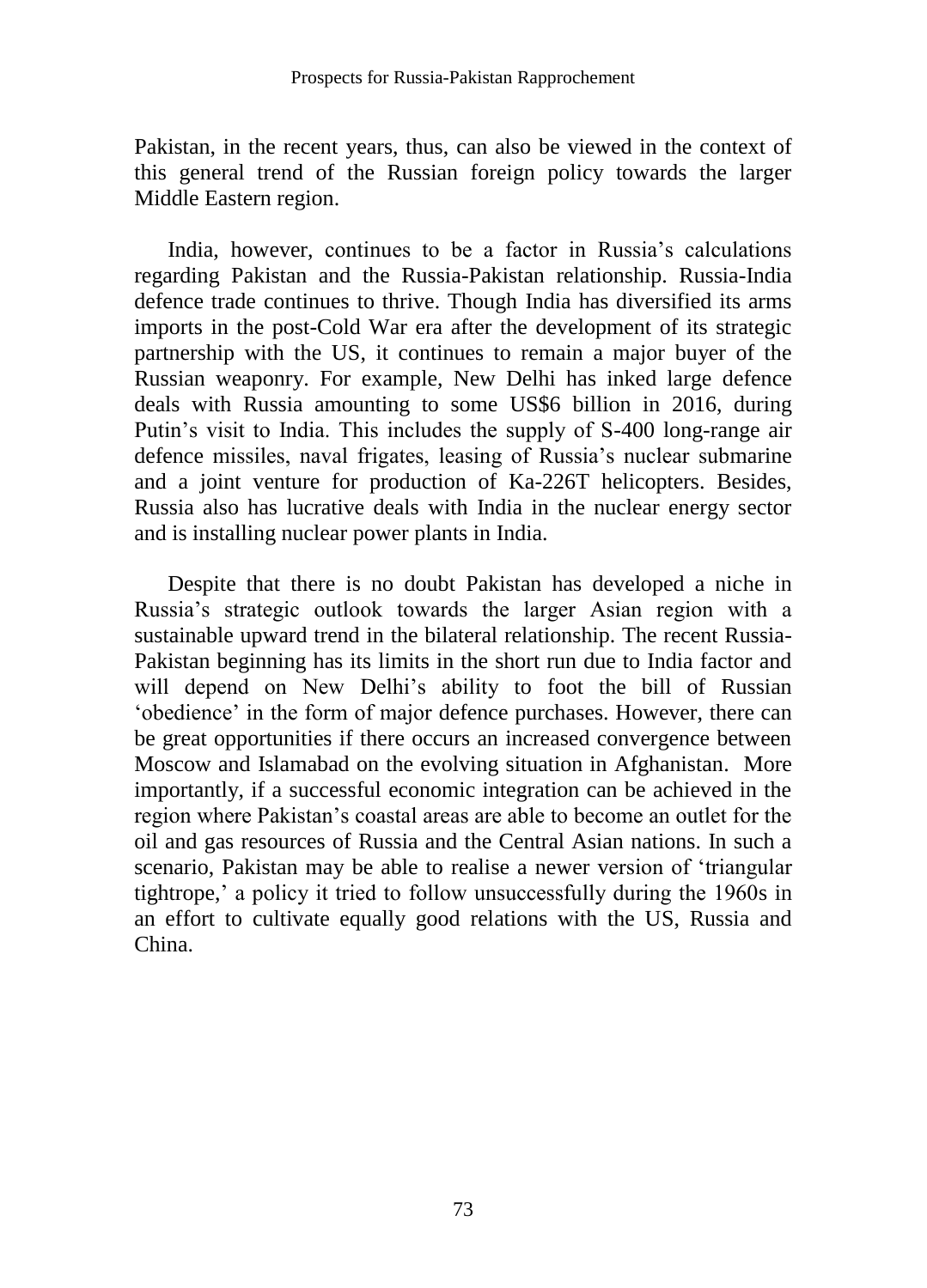Pakistan, in the recent years, thus, can also be viewed in the context of this general trend of the Russian foreign policy towards the larger Middle Eastern region.

India, however, continues to be a factor in Russia's calculations regarding Pakistan and the Russia-Pakistan relationship. Russia-India defence trade continues to thrive. Though India has diversified its arms imports in the post-Cold War era after the development of its strategic partnership with the US, it continues to remain a major buyer of the Russian weaponry. For example, New Delhi has inked large defence deals with Russia amounting to some US$6 billion in 2016, during Putin's visit to India. This includes the supply of S-400 long-range air defence missiles, naval frigates, leasing of Russia's nuclear submarine and a joint venture for production of Ka-226T helicopters. Besides, Russia also has lucrative deals with India in the nuclear energy sector and is installing nuclear power plants in India.

Despite that there is no doubt Pakistan has developed a niche in Russia's strategic outlook towards the larger Asian region with a sustainable upward trend in the bilateral relationship. The recent Russia-Pakistan beginning has its limits in the short run due to India factor and will depend on New Delhi's ability to foot the bill of Russian 'obedience' in the form of major defence purchases. However, there can be great opportunities if there occurs an increased convergence between Moscow and Islamabad on the evolving situation in Afghanistan. More importantly, if a successful economic integration can be achieved in the region where Pakistan's coastal areas are able to become an outlet for the oil and gas resources of Russia and the Central Asian nations. In such a scenario, Pakistan may be able to realise a newer version of 'triangular tightrope,' a policy it tried to follow unsuccessfully during the 1960s in an effort to cultivate equally good relations with the US, Russia and China.